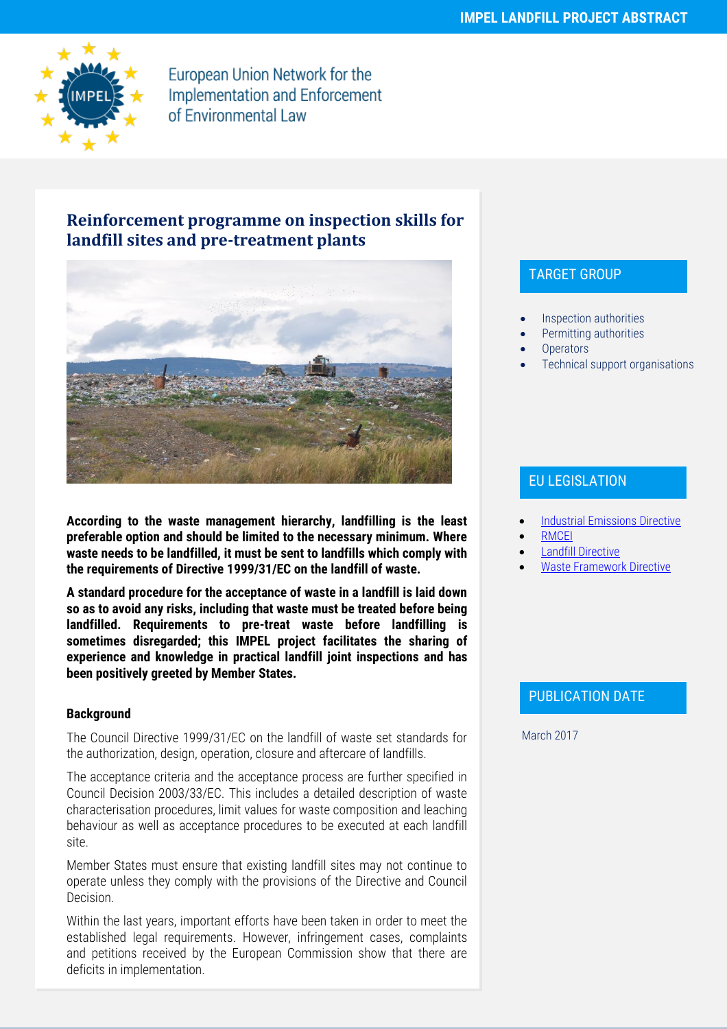IMPEL LANDFILL PROJECT ABSTRACT

European Union Network for the Implementation and Enforcement of Environmental Law

# Reinforcement programme on inspection skills for landfill sites and pre-treatment plants

**According to the waste management hierarchy, landfilling is the least preferable option and should be limited to the necessary minimum. Where waste needs to be landfilled, it must be sent to landfills which comply with the requirements of Directive 1999/31/EC on the landfill of waste.**

**A standard procedure for the acceptance of waste in a landfill is laid down so as to avoid any risks, including that waste must be treated before being landfilled. Requirements to pre-treat waste before landfilling is sometimes disregarded; this IMPEL project facilitates the sharing of experience and knowledge in practical landfill joint inspections and has been positively greeted by Member States.**

### Background

The Council Directive 1999/31/EC on the landfill of waste set standards for the authorization, design, operation, closure and aftercare of landfills.

The acceptance criteria and the acceptance process are further specified in Council Decision 2003/33/EC. This includes a detailed description of waste characterisation procedures, limit values for waste composition and leaching behaviour as well as acceptance procedures to be executed at each landfill site.

Member States must ensure that existing landfill sites may not continue to operate unless they comply with the provisions of the Directive and Council Decision.

Within the last years, important efforts have been taken in order to meet the established legal requirements. However, infringement cases, complaints and petitions received by the European Commission show that there are deficits in implementation.

## TARGET GROUP

- Inspection authorities
- Permitting authorities
- Operators
- Technical support organisations

## EU LEGISLATION

- Industrial Emissions Directive
- RMCEI
- Landfill Directive
- Waste Framework Directive

## PUBLICATION DATE

March 2017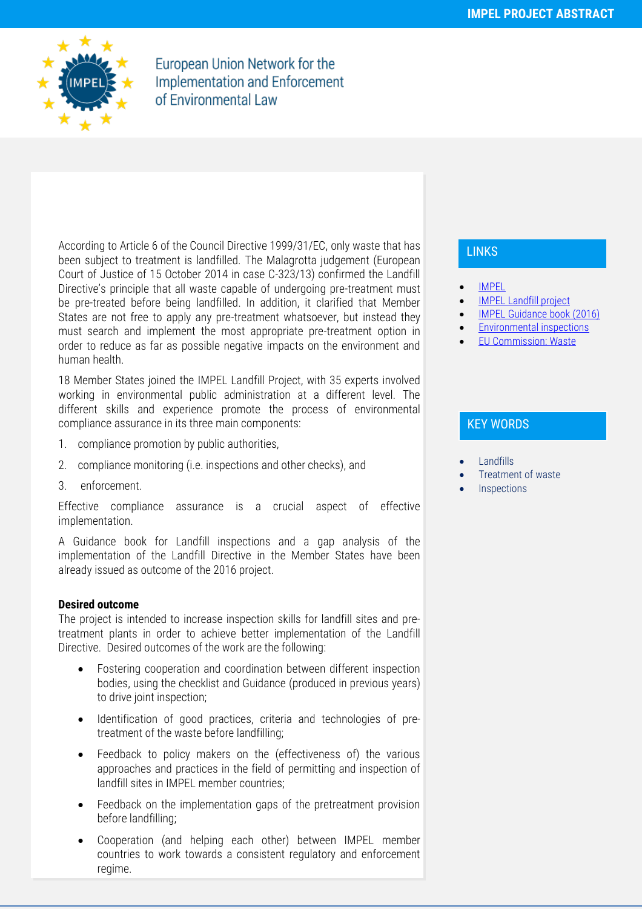IMPEL PROJECT ABSTRACT

European Union Network for the Implementation and Enforcement of Environmental Law

According to Article 6 of the Council Directive 1999/31/EC, only waste that has been subject to treatment is landfilled. The Malagrotta judgement (European Court of Justice of 15 October 2014 in case C-323/13) confirmed the Landfill Directive's principle that all waste capable of undergoing pre-treatment must be pre-treated before being landfilled. In addition, it clarified that Member States are not free to apply any pre-treatment whatsoever, but instead they must search and implement the most appropriate pre-treatment option in order to reduce as far as possible negative impacts on the environment and human health.

18 Member States joined the IMPEL Landfill Project, with 35 experts involved working in environmental public administration at a different level. The different skills and experience promote the process of environmental compliance assurance in its three main components:

1. compliance promotion by public authorities,
2. compliance monitoring (i.e. inspections and other checks), and
3. enforcement.

Effective compliance assurance is a crucial aspect of effective implementation.

A Guidance book for Landfill inspections and a gap analysis of the implementation of the Landfill Directive in the Member States have been already issued as outcome of the 2016 project.

**Desired outcome**

The project is intended to increase inspection skills for landfill sites and pre-treatment plants in order to achieve better implementation of the Landfill Directive. Desired outcomes of the work are the following:

- Fostering cooperation and coordination between different inspection bodies, using the checklist and Guidance (produced in previous years) to drive joint inspection;
- Identification of good practices, criteria and technologies of pre-treatment of the waste before landfilling;
- Feedback to policy makers on the (effectiveness of) the various approaches and practices in the field of permitting and inspection of landfill sites in IMPEL member countries;
- Feedback on the implementation gaps of the pretreatment provision before landfilling;
- Cooperation (and helping each other) between IMPEL member countries to work towards a consistent regulatory and enforcement regime.

## LINKS

- IMPEL
- IMPEL Landfill project
- IMPEL Guidance book (2016)
- Environmental inspections
- EU Commission: Waste

## KEY WORDS

- Landfills
- Treatment of waste
- Inspections